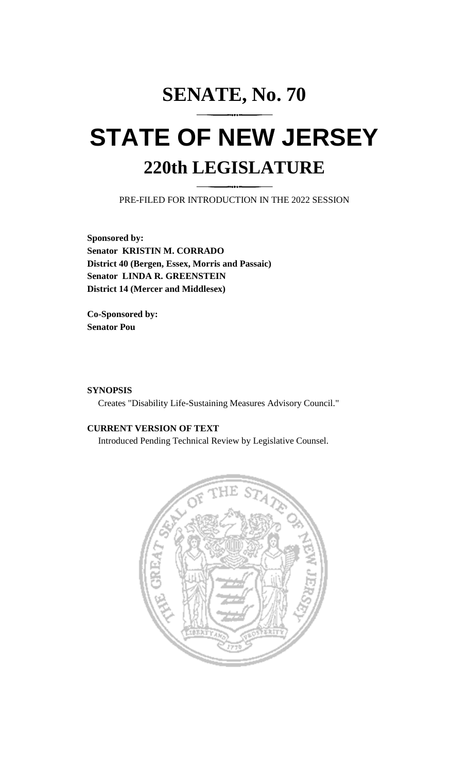# SENATE, No. 70

# STATE OF NEW JERSEY

## 220th LEGISLATURE

PRE-FILED FOR INTRODUCTION IN THE 2022 SESSION

**Sponsored by:**
**Senator KRISTIN M. CORRADO**
**District 40 (Bergen, Essex, Morris and Passaic)**
**Senator LINDA R. GREENSTEIN**
**District 14 (Mercer and Middlesex)**

**Co-Sponsored by:**
**Senator Pou**

**SYNOPSIS**

Creates "Disability Life-Sustaining Measures Advisory Council."

**CURRENT VERSION OF TEXT**

Introduced Pending Technical Review by Legislative Counsel.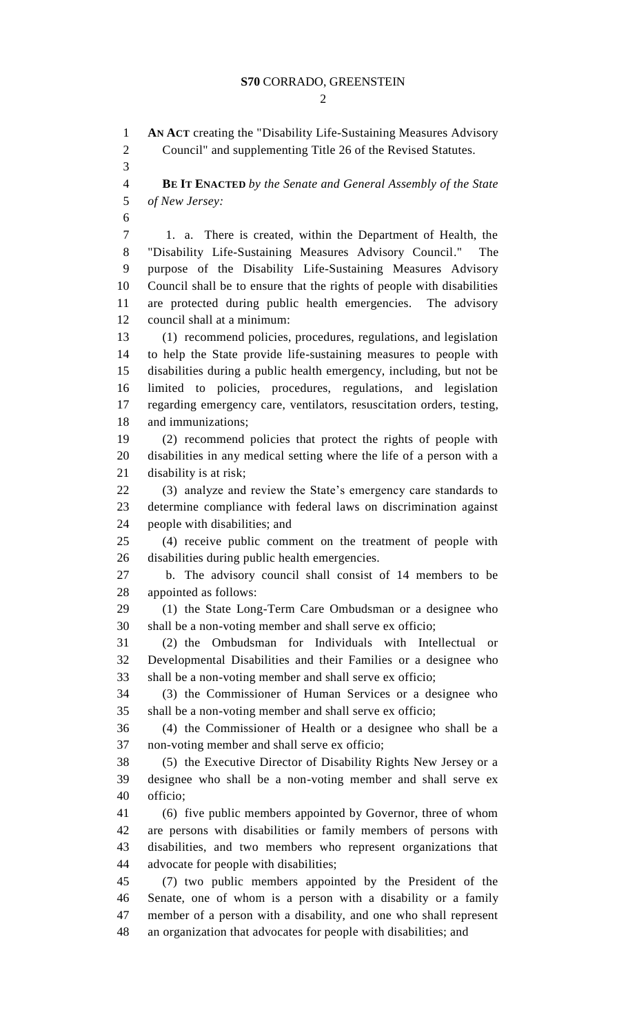**AN ACT** creating the "Disability Life-Sustaining Measures Advisory Council" and supplementing Title 26 of the Revised Statutes.

**BE IT ENACTED** *by the Senate and General Assembly of the State of New Jersey:*

1. a. There is created, within the Department of Health, the "Disability Life-Sustaining Measures Advisory Council." The purpose of the Disability Life-Sustaining Measures Advisory Council shall be to ensure that the rights of people with disabilities are protected during public health emergencies. The advisory council shall at a minimum:

(1) recommend policies, procedures, regulations, and legislation to help the State provide life-sustaining measures to people with disabilities during a public health emergency, including, but not be limited to policies, procedures, regulations, and legislation regarding emergency care, ventilators, resuscitation orders, testing, and immunizations;

(2) recommend policies that protect the rights of people with disabilities in any medical setting where the life of a person with a disability is at risk;

(3) analyze and review the State's emergency care standards to determine compliance with federal laws on discrimination against people with disabilities; and

(4) receive public comment on the treatment of people with disabilities during public health emergencies.

b. The advisory council shall consist of 14 members to be appointed as follows:

(1) the State Long-Term Care Ombudsman or a designee who shall be a non-voting member and shall serve ex officio;

(2) the Ombudsman for Individuals with Intellectual or Developmental Disabilities and their Families or a designee who shall be a non-voting member and shall serve ex officio;

(3) the Commissioner of Human Services or a designee who shall be a non-voting member and shall serve ex officio;

(4) the Commissioner of Health or a designee who shall be a non-voting member and shall serve ex officio;

(5) the Executive Director of Disability Rights New Jersey or a designee who shall be a non-voting member and shall serve ex officio;

(6) five public members appointed by Governor, three of whom are persons with disabilities or family members of persons with disabilities, and two members who represent organizations that advocate for people with disabilities;

(7) two public members appointed by the President of the Senate, one of whom is a person with a disability or a family member of a person with a disability, and one who shall represent an organization that advocates for people with disabilities; and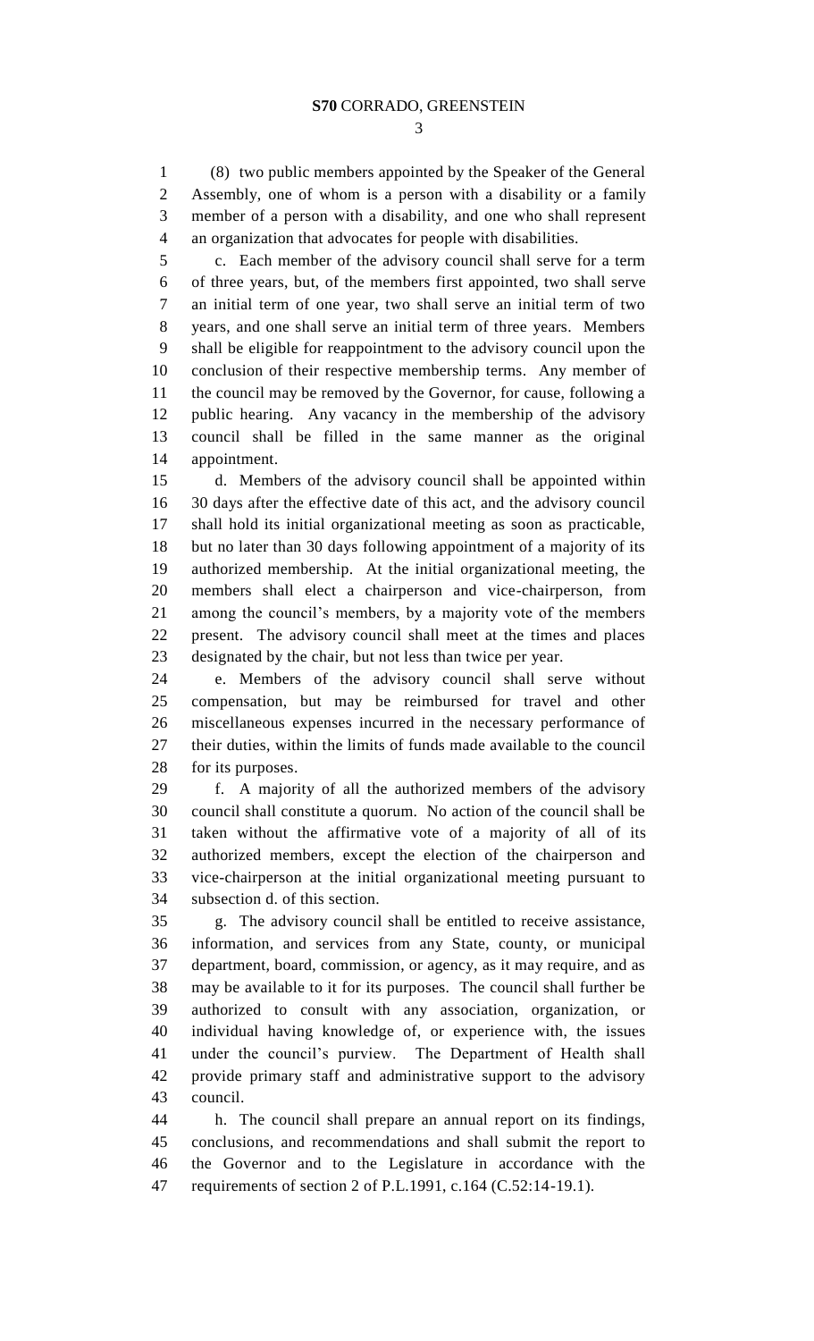(8) two public members appointed by the Speaker of the General Assembly, one of whom is a person with a disability or a family member of a person with a disability, and one who shall represent an organization that advocates for people with disabilities.

c. Each member of the advisory council shall serve for a term of three years, but, of the members first appointed, two shall serve an initial term of one year, two shall serve an initial term of two years, and one shall serve an initial term of three years. Members shall be eligible for reappointment to the advisory council upon the conclusion of their respective membership terms. Any member of the council may be removed by the Governor, for cause, following a public hearing. Any vacancy in the membership of the advisory council shall be filled in the same manner as the original appointment.

d. Members of the advisory council shall be appointed within 30 days after the effective date of this act, and the advisory council shall hold its initial organizational meeting as soon as practicable, but no later than 30 days following appointment of a majority of its authorized membership. At the initial organizational meeting, the members shall elect a chairperson and vice-chairperson, from among the council's members, by a majority vote of the members present. The advisory council shall meet at the times and places designated by the chair, but not less than twice per year.

e. Members of the advisory council shall serve without compensation, but may be reimbursed for travel and other miscellaneous expenses incurred in the necessary performance of their duties, within the limits of funds made available to the council for its purposes.

f. A majority of all the authorized members of the advisory council shall constitute a quorum. No action of the council shall be taken without the affirmative vote of a majority of all of its authorized members, except the election of the chairperson and vice-chairperson at the initial organizational meeting pursuant to subsection d. of this section.

g. The advisory council shall be entitled to receive assistance, information, and services from any State, county, or municipal department, board, commission, or agency, as it may require, and as may be available to it for its purposes. The council shall further be authorized to consult with any association, organization, or individual having knowledge of, or experience with, the issues under the council's purview. The Department of Health shall provide primary staff and administrative support to the advisory council.

h. The council shall prepare an annual report on its findings, conclusions, and recommendations and shall submit the report to the Governor and to the Legislature in accordance with the requirements of section 2 of P.L.1991, c.164 (C.52:14-19.1).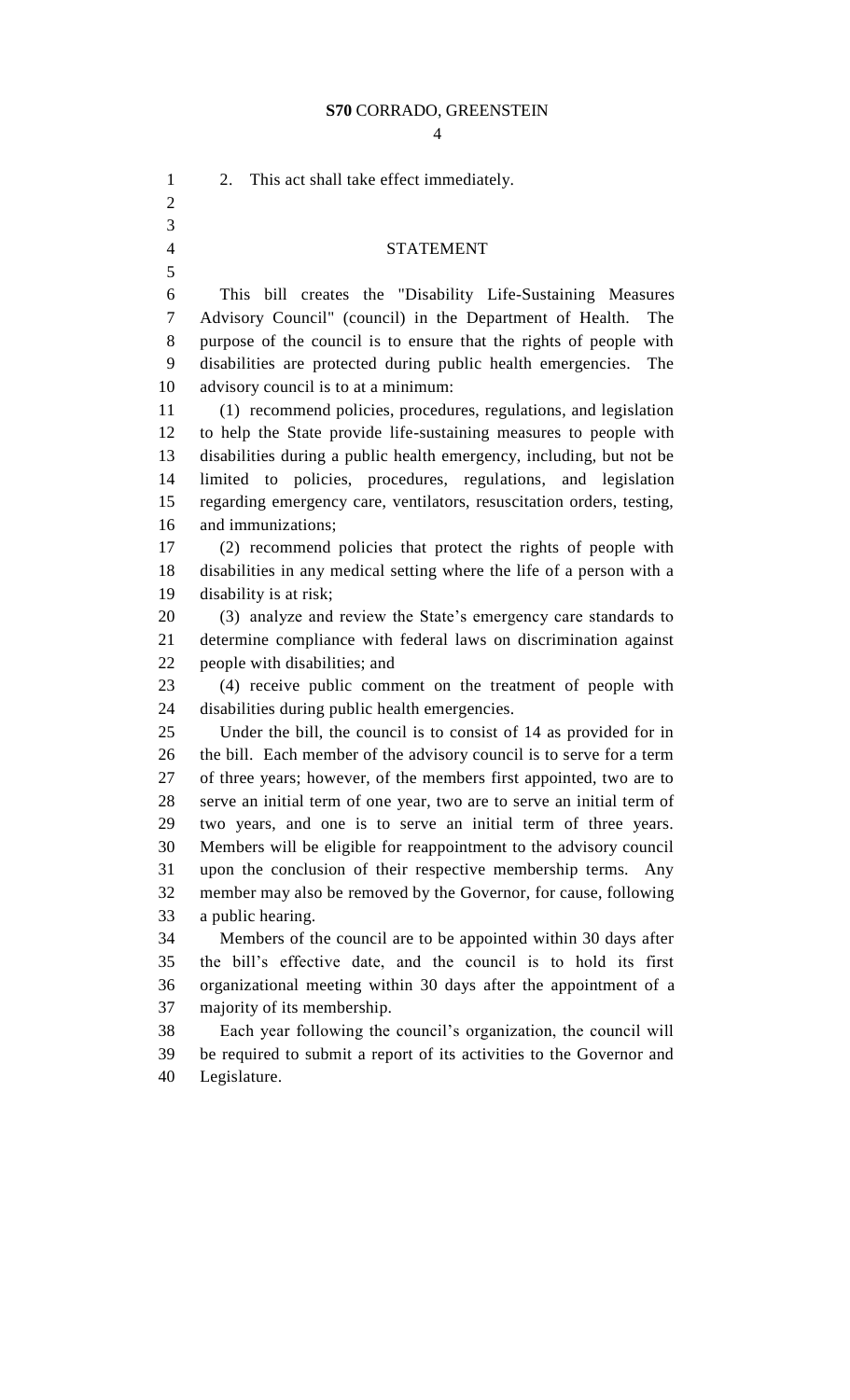2. This act shall take effect immediately.

## STATEMENT

This bill creates the "Disability Life-Sustaining Measures Advisory Council" (council) in the Department of Health. The purpose of the council is to ensure that the rights of people with disabilities are protected during public health emergencies. The advisory council is to at a minimum:

(1) recommend policies, procedures, regulations, and legislation to help the State provide life-sustaining measures to people with disabilities during a public health emergency, including, but not be limited to policies, procedures, regulations, and legislation regarding emergency care, ventilators, resuscitation orders, testing, and immunizations;

(2) recommend policies that protect the rights of people with disabilities in any medical setting where the life of a person with a disability is at risk;

(3) analyze and review the State's emergency care standards to determine compliance with federal laws on discrimination against people with disabilities; and

(4) receive public comment on the treatment of people with disabilities during public health emergencies.

Under the bill, the council is to consist of 14 as provided for in the bill. Each member of the advisory council is to serve for a term of three years; however, of the members first appointed, two are to serve an initial term of one year, two are to serve an initial term of two years, and one is to serve an initial term of three years. Members will be eligible for reappointment to the advisory council upon the conclusion of their respective membership terms. Any member may also be removed by the Governor, for cause, following a public hearing.

Members of the council are to be appointed within 30 days after the bill's effective date, and the council is to hold its first organizational meeting within 30 days after the appointment of a majority of its membership.

Each year following the council's organization, the council will be required to submit a report of its activities to the Governor and Legislature.